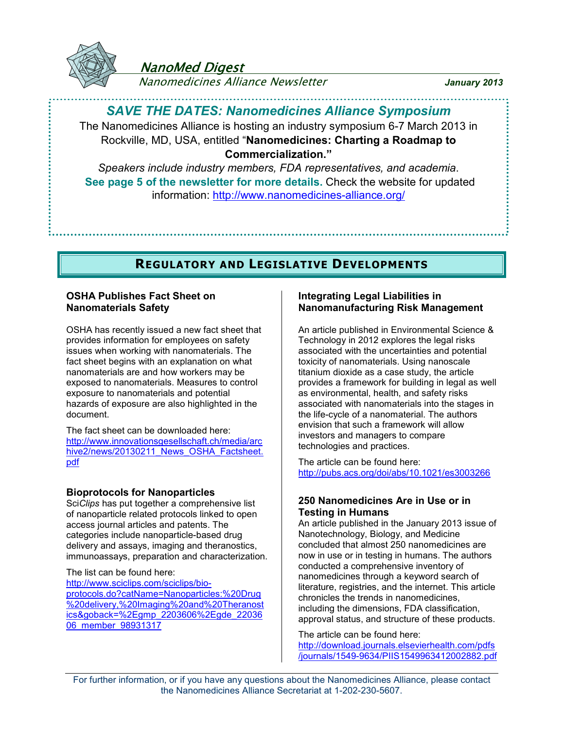# NanoMed Digest

*Nanomedicines Alliance Newsletter*

***January 2013***

## *SAVE THE DATES: Nanomedicines Alliance Symposium*

The Nanomedicines Alliance is hosting an industry symposium 6-7 March 2013 in Rockville, MD, USA, entitled "**Nanomedicines: Charting a Roadmap to Commercialization.**"

*Speakers include industry members, FDA representatives, and academia*.

**See page 5 of the newsletter for more details.** Check the website for updated information: http://www.nanomedicines-alliance.org/

## REGULATORY AND LEGISLATIVE DEVELOPMENTS

### OSHA Publishes Fact Sheet on Nanomaterials Safety

OSHA has recently issued a new fact sheet that provides information for employees on safety issues when working with nanomaterials. The fact sheet begins with an explanation on what nanomaterials are and how workers may be exposed to nanomaterials. Measures to control exposure to nanomaterials and potential hazards of exposure are also highlighted in the document.

The fact sheet can be downloaded here: http://www.innovationsgesellschaft.ch/media/archive2/news/20130211_News_OSHA_Factsheet.pdf

### Bioprotocols for Nanoparticles

Sci*Clips* has put together a comprehensive list of nanoparticle related protocols linked to open access journal articles and patents. The categories include nanoparticle-based drug delivery and assays, imaging and theranostics, immunoassays, preparation and characterization.

The list can be found here: http://www.sciclips.com/sciclips/bio-protocols.do?catName=Nanoparticles:%20Drug%20delivery,%20Imaging%20and%20Theranostics&goback=%2Egmp_2203606%2Egde_2203606_member_98931317

### Integrating Legal Liabilities in Nanomanufacturing Risk Management

An article published in Environmental Science & Technology in 2012 explores the legal risks associated with the uncertainties and potential toxicity of nanomaterials. Using nanoscale titanium dioxide as a case study, the article provides a framework for building in legal as well as environmental, health, and safety risks associated with nanomaterials into the stages in the life-cycle of a nanomaterial. The authors envision that such a framework will allow investors and managers to compare technologies and practices.

The article can be found here: http://pubs.acs.org/doi/abs/10.1021/es3003266

### 250 Nanomedicines Are in Use or in Testing in Humans

An article published in the January 2013 issue of Nanotechnology, Biology, and Medicine concluded that almost 250 nanomedicines are now in use or in testing in humans. The authors conducted a comprehensive inventory of nanomedicines through a keyword search of literature, registries, and the internet. This article chronicles the trends in nanomedicines, including the dimensions, FDA classification, approval status, and structure of these products.

The article can be found here: http://download.journals.elsevierhealth.com/pdfs/journals/1549-9634/PIIS1549963412002882.pdf

For further information, or if you have any questions about the Nanomedicines Alliance, please contact the Nanomedicines Alliance Secretariat at 1-202-230-5607.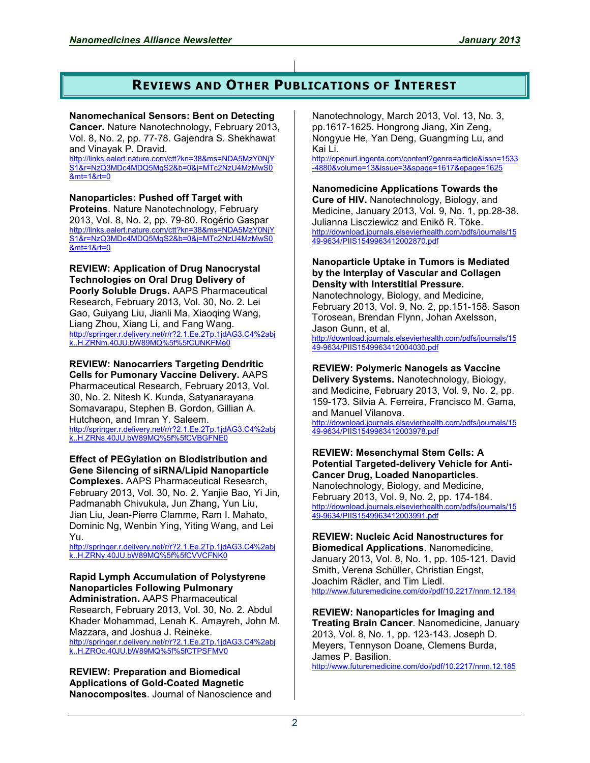## Reviews and Other Publications of Interest

**Nanomechanical Sensors: Bent on Detecting Cancer.** Nature Nanotechnology, February 2013, Vol. 8, No. 2, pp. 77-78. Gajendra S. Shekhawat and Vinayak P. Dravid.
http://links.ealert.nature.com/ctt?kn=38&ms=NDA5MzY0NjYS1&r=NzQ3MDc4MDQ5MgS2&b=0&j=MTc2NzU4MzMwS0&mt=1&rt=0

**Nanoparticles: Pushed off Target with Proteins**. Nature Nanotechnology, February 2013, Vol. 8, No. 2, pp. 79-80. Rogério Gaspar
http://links.ealert.nature.com/ctt?kn=38&ms=NDA5MzY0NjYS1&r=NzQ3MDc4MDQ5MgS2&b=0&j=MTc2NzU4MzMwS0&mt=1&rt=0

**REVIEW: Application of Drug Nanocrystal Technologies on Oral Drug Delivery of Poorly Soluble Drugs.** AAPS Pharmaceutical Research, February 2013, Vol. 30, No. 2. Lei Gao, Guiyang Liu, Jianli Ma, Xiaoqing Wang, Liang Zhou, Xiang Li, and Fang Wang.
http://springer.r.delivery.net/r/r?2.1.Ee.2Tp.1jdAG3.C4%2abjk..H.ZRNm.40JU.bW89MQ%5f%5fCUNKFMe0

**REVIEW: Nanocarriers Targeting Dendritic Cells for Pumonary Vaccine Delivery.** AAPS Pharmaceutical Research, February 2013, Vol. 30, No. 2. Nitesh K. Kunda, Satyanarayana Somavarapu, Stephen B. Gordon, Gillian A. Hutcheon, and Imran Y. Saleem.
http://springer.r.delivery.net/r/r?2.1.Ee.2Tp.1jdAG3.C4%2abjk..H.ZRNs.40JU.bW89MQ%5f%5fCVBGFNE0

**Effect of PEGylation on Biodistribution and Gene Silencing of siRNA/Lipid Nanoparticle Complexes.** AAPS Pharmaceutical Research, February 2013, Vol. 30, No. 2. Yanjie Bao, Yi Jin, Padmanabh Chivukula, Jun Zhang, Yun Liu, Jian Liu, Jean-Pierre Clamme, Ram I. Mahato, Dominic Ng, Wenbin Ying, Yiting Wang, and Lei Yu.
http://springer.r.delivery.net/r/r?2.1.Ee.2Tp.1jdAG3.C4%2abjk..H.ZRNy.40JU.bW89MQ%5f%5fCVVCFNK0

**Rapid Lymph Accumulation of Polystyrene Nanoparticles Following Pulmonary Administration.** AAPS Pharmaceutical Research, February 2013, Vol. 30, No. 2. Abdul Khader Mohammad, Lenah K. Amayreh, John M. Mazzara, and Joshua J. Reineke.
http://springer.r.delivery.net/r/r?2.1.Ee.2Tp.1jdAG3.C4%2abjk..H.ZROc.40JU.bW89MQ%5f%5fCTPSFMV0

**REVIEW: Preparation and Biomedical Applications of Gold-Coated Magnetic Nanocomposites**. Journal of Nanoscience and Nanotechnology, March 2013, Vol. 13, No. 3, pp.1617-1625. Hongrong Jiang, Xin Zeng, Nongyue He, Yan Deng, Guangming Lu, and Kai Li.
http://openurl.ingenta.com/content?genre=article&issn=1533-4880&volume=13&issue=3&spage=1617&epage=1625

**Nanomedicine Applications Towards the Cure of HIV.** Nanotechnology, Biology, and Medicine, January 2013, Vol. 9, No. 1, pp.28-38. Julianna Lisczlewicz and Enikő R. Tőke.
http://download.journals.elsevierhealth.com/pdfs/journals/1549-9634/PIIS1549963412002870.pdf

**Nanoparticle Uptake in Tumors is Mediated by the Interplay of Vascular and Collagen Density with Interstitial Pressure.** Nanotechnology, Biology, and Medicine, February 2013, Vol. 9, No. 2, pp.151-158. Sason Torosean, Brendan Flynn, Johan Axelsson, Jason Gunn, et al.
http://download.journals.elsevierhealth.com/pdfs/journals/1549-9634/PIIS1549963412004030.pdf

**REVIEW: Polymeric Nanogels as Vaccine Delivery Systems.** Nanotechnology, Biology, and Medicine, February 2013, Vol. 9, No. 2, pp. 159-173. Silvia A. Ferreira, Francisco M. Gama, and Manuel Vilanova.
http://download.journals.elsevierhealth.com/pdfs/journals/1549-9634/PIIS1549963412003978.pdf

**REVIEW: Mesenchymal Stem Cells: A Potential Targeted-delivery Vehicle for Anti-Cancer Drug, Loaded Nanoparticles**. Nanotechnology, Biology, and Medicine, February 2013, Vol. 9, No. 2, pp. 174-184.
http://download.journals.elsevierhealth.com/pdfs/journals/1549-9634/PIIS1549963412003991.pdf

**REVIEW: Nucleic Acid Nanostructures for Biomedical Applications**. Nanomedicine, January 2013, Vol. 8, No. 1, pp. 105-121. David Smith, Verena Schüller, Christian Engst, Joachim Rädler, and Tim Liedl.
http://www.futuremedicine.com/doi/pdf/10.2217/nnm.12.184

**REVIEW: Nanoparticles for Imaging and Treating Brain Cancer**. Nanomedicine, January 2013, Vol. 8, No. 1, pp. 123-143. Joseph D. Meyers, Tennyson Doane, Clemens Burda, James P. Basilion.
http://www.futuremedicine.com/doi/pdf/10.2217/nnm.12.185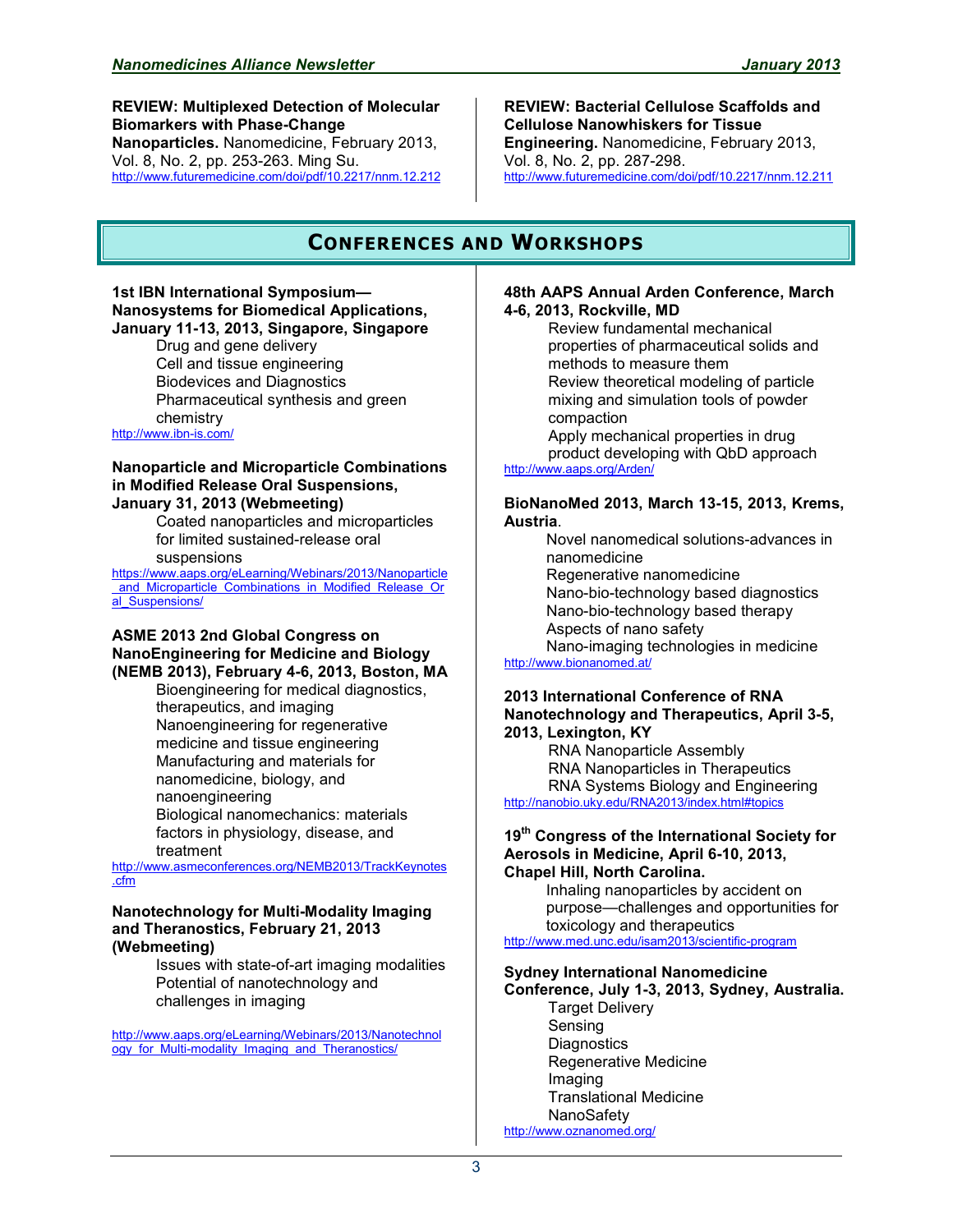**REVIEW: Multiplexed Detection of Molecular Biomarkers with Phase-Change Nanoparticles.** Nanomedicine, February 2013, Vol. 8, No. 2, pp. 253-263. Ming Su.
http://www.futuremedicine.com/doi/pdf/10.2217/nnm.12.212

**REVIEW: Bacterial Cellulose Scaffolds and Cellulose Nanowhiskers for Tissue Engineering.** Nanomedicine, February 2013, Vol. 8, No. 2, pp. 287-298.
http://www.futuremedicine.com/doi/pdf/10.2217/nnm.12.211

## CONFERENCES AND WORKSHOPS

**1st IBN International Symposium—Nanosystems for Biomedical Applications, January 11-13, 2013, Singapore, Singapore**

- Drug and gene delivery
- Cell and tissue engineering
- Biodevices and Diagnostics
- Pharmaceutical synthesis and green chemistry

http://www.ibn-is.com/

**Nanoparticle and Microparticle Combinations in Modified Release Oral Suspensions, January 31, 2013 (Webmeeting)**

- Coated nanoparticles and microparticles for limited sustained-release oral suspensions

https://www.aaps.org/eLearning/Webinars/2013/Nanoparticle_and_Microparticle_Combinations_in_Modified_Release_Oral_Suspensions/

**ASME 2013 2nd Global Congress on NanoEngineering for Medicine and Biology (NEMB 2013), February 4-6, 2013, Boston, MA**

- Bioengineering for medical diagnostics, therapeutics, and imaging
- Nanoengineering for regenerative medicine and tissue engineering
- Manufacturing and materials for nanomedicine, biology, and nanoengineering
- Biological nanomechanics: materials factors in physiology, disease, and treatment

http://www.asmeconferences.org/NEMB2013/TrackKeynotes.cfm

**Nanotechnology for Multi-Modality Imaging and Theranostics, February 21, 2013 (Webmeeting)**

- Issues with state-of-art imaging modalities
- Potential of nanotechnology and challenges in imaging

http://www.aaps.org/eLearning/Webinars/2013/Nanotechnology_for_Multi-modality_Imaging_and_Theranostics/

**48th AAPS Annual Arden Conference, March 4-6, 2013, Rockville, MD**

- Review fundamental mechanical properties of pharmaceutical solids and methods to measure them
- Review theoretical modeling of particle mixing and simulation tools of powder compaction
- Apply mechanical properties in drug product developing with QbD approach

http://www.aaps.org/Arden/

**BioNanoMed 2013, March 13-15, 2013, Krems, Austria**.

- Novel nanomedical solutions-advances in nanomedicine
- Regenerative nanomedicine
- Nano-bio-technology based diagnostics
- Nano-bio-technology based therapy
- Aspects of nano safety
- Nano-imaging technologies in medicine

http://www.bionanomed.at/

**2013 International Conference of RNA Nanotechnology and Therapeutics, April 3-5, 2013, Lexington, KY**

- RNA Nanoparticle Assembly
- RNA Nanoparticles in Therapeutics
- RNA Systems Biology and Engineering

http://nanobio.uky.edu/RNA2013/index.html#topics

**19th Congress of the International Society for Aerosols in Medicine, April 6-10, 2013, Chapel Hill, North Carolina.**

- Inhaling nanoparticles by accident on purpose—challenges and opportunities for toxicology and therapeutics

http://www.med.unc.edu/isam2013/scientific-program

**Sydney International Nanomedicine Conference, July 1-3, 2013, Sydney, Australia.**

- Target Delivery
- Sensing
- Diagnostics
- Regenerative Medicine
- Imaging
- Translational Medicine
- NanoSafety

http://www.oznanomed.org/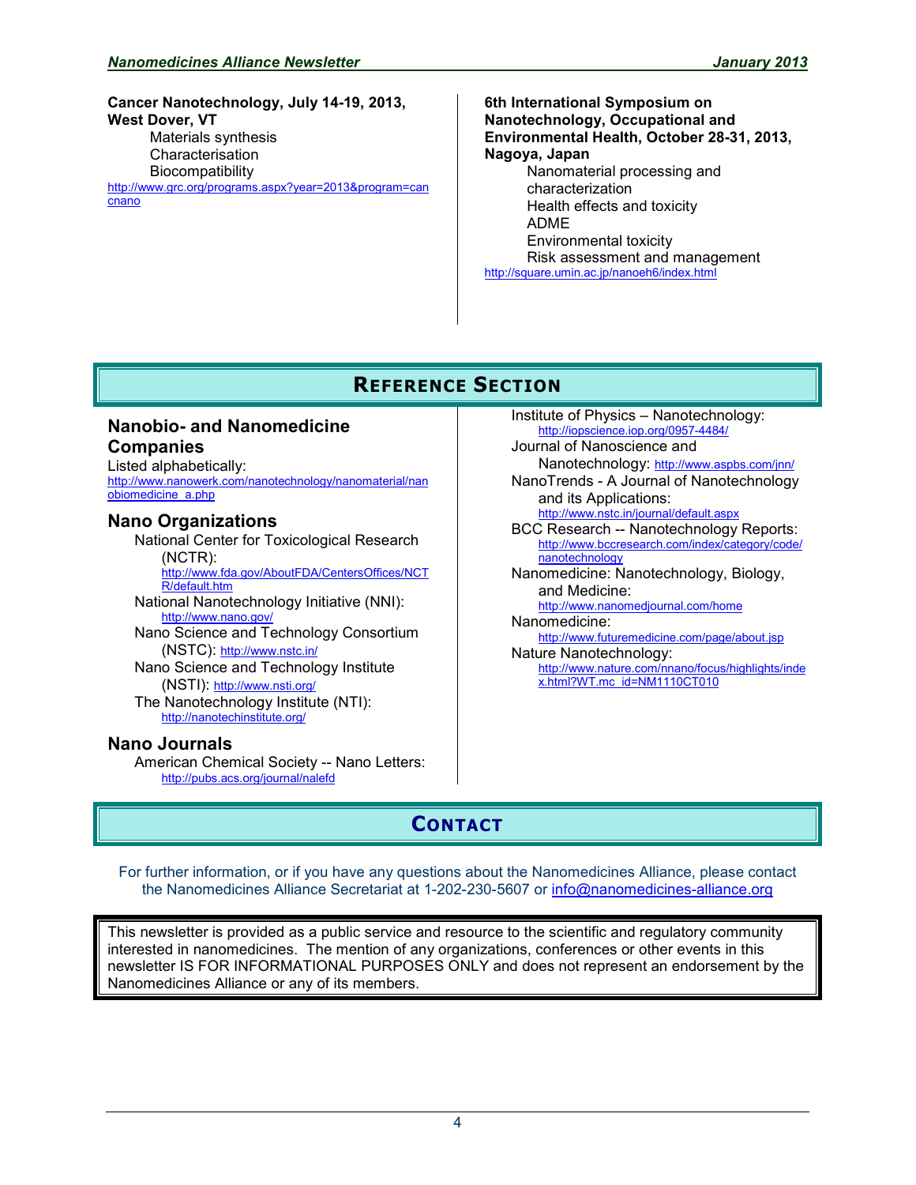**Cancer Nanotechnology, July 14-19, 2013, West Dover, VT**

- Materials synthesis
- Characterisation
- Biocompatibility

http://www.grc.org/programs.aspx?year=2013&program=cancnano

**6th International Symposium on Nanotechnology, Occupational and Environmental Health, October 28-31, 2013, Nagoya, Japan**

- Nanomaterial processing and characterization
- Health effects and toxicity
- ADME
- Environmental toxicity
- Risk assessment and management

http://square.umin.ac.jp/nanoeh6/index.html

# Reference Section

## Nanobio- and Nanomedicine Companies

Listed alphabetically:
http://www.nanowerk.com/nanotechnology/nanomaterial/nanobiomedicine_a.php

## Nano Organizations

- National Center for Toxicological Research (NCTR): http://www.fda.gov/AboutFDA/CentersOffices/NCTR/default.htm
- National Nanotechnology Initiative (NNI): http://www.nano.gov/
- Nano Science and Technology Consortium (NSTC): http://www.nstc.in/
- Nano Science and Technology Institute (NSTI): http://www.nsti.org/
- The Nanotechnology Institute (NTI): http://nanotechinstitute.org/

## Nano Journals

- American Chemical Society -- Nano Letters: http://pubs.acs.org/journal/nalefd
- Institute of Physics – Nanotechnology: http://iopscience.iop.org/0957-4484/
- Journal of Nanoscience and Nanotechnology: http://www.aspbs.com/jnn/
- NanoTrends - A Journal of Nanotechnology and its Applications: http://www.nstc.in/journal/default.aspx
- BCC Research -- Nanotechnology Reports: http://www.bccresearch.com/index/category/code/nanotechnology
- Nanomedicine: Nanotechnology, Biology, and Medicine: http://www.nanomedjournal.com/home
- Nanomedicine: http://www.futuremedicine.com/page/about.jsp
- Nature Nanotechnology: http://www.nature.com/nnano/focus/highlights/index.html?WT.mc_id=NM1110CT010

# Contact

For further information, or if you have any questions about the Nanomedicines Alliance, please contact the Nanomedicines Alliance Secretariat at 1-202-230-5607 or info@nanomedicines-alliance.org

This newsletter is provided as a public service and resource to the scientific and regulatory community interested in nanomedicines. The mention of any organizations, conferences or other events in this newsletter IS FOR INFORMATIONAL PURPOSES ONLY and does not represent an endorsement by the Nanomedicines Alliance or any of its members.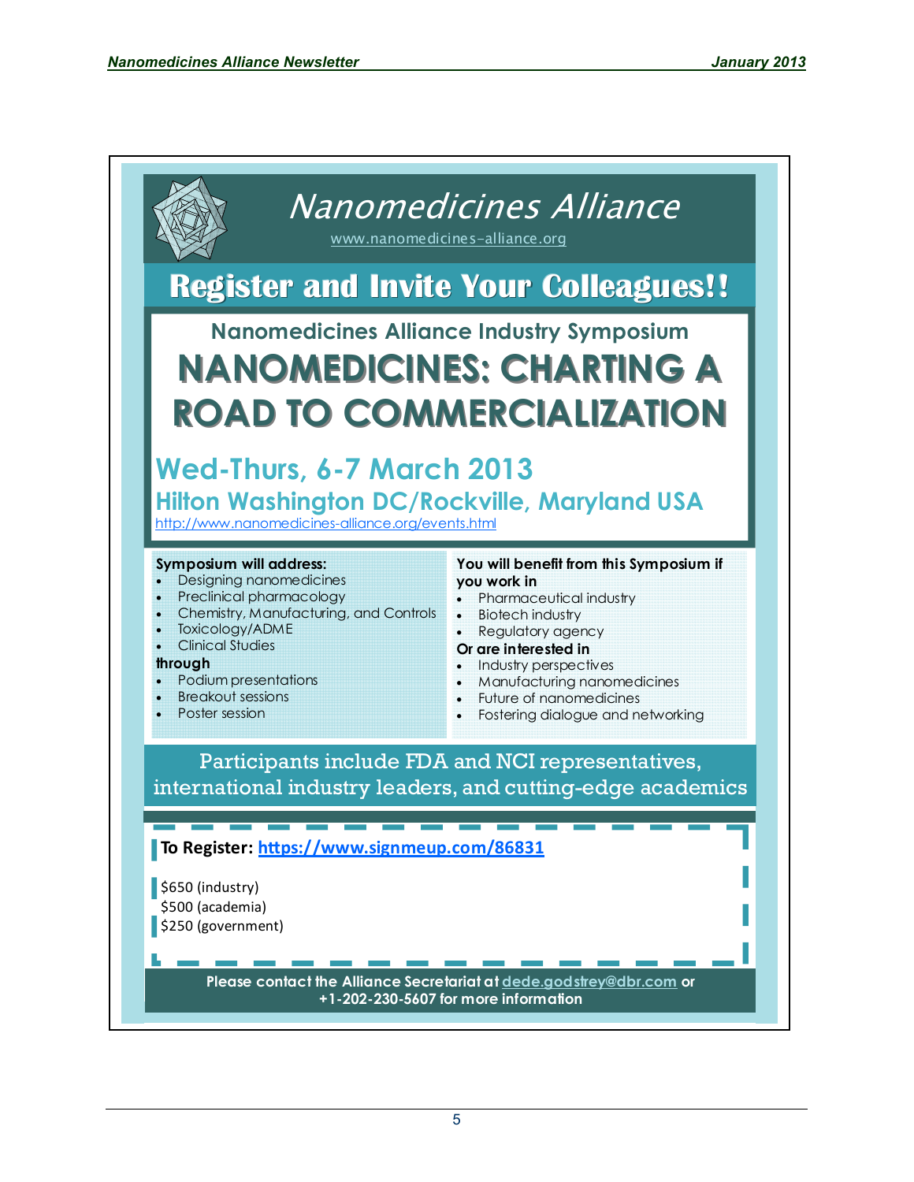# Nanomedicines Alliance

www.nanomedicines-alliance.org

## Register and Invite Your Colleagues!!

### Nanomedicines Alliance Industry Symposium

# NANOMEDICINES: CHARTING A ROAD TO COMMERCIALIZATION

## Wed-Thurs, 6-7 March 2013

### Hilton Washington DC/Rockville, Maryland USA

http://www.nanomedicines-alliance.org/events.html

**Symposium will address:**

- Designing nanomedicines
- Preclinical pharmacology
- Chemistry, Manufacturing, and Controls
- Toxicology/ADME
- Clinical Studies

**through**

- Podium presentations
- Breakout sessions
- Poster session

**You will benefit from this Symposium if you work in**

- Pharmaceutical industry
- Biotech industry
- Regulatory agency

**Or are interested in**

- Industry perspectives
- Manufacturing nanomedicines
- Future of nanomedicines
- Fostering dialogue and networking

Participants include FDA and NCI representatives, international industry leaders, and cutting-edge academics

**To Register: https://www.signmeup.com/86831**

$650 (industry)
$500 (academia)
$250 (government)

**Please contact the Alliance Secretariat at dede.godstrey@dbr.com or +1-202-230-5607 for more information**